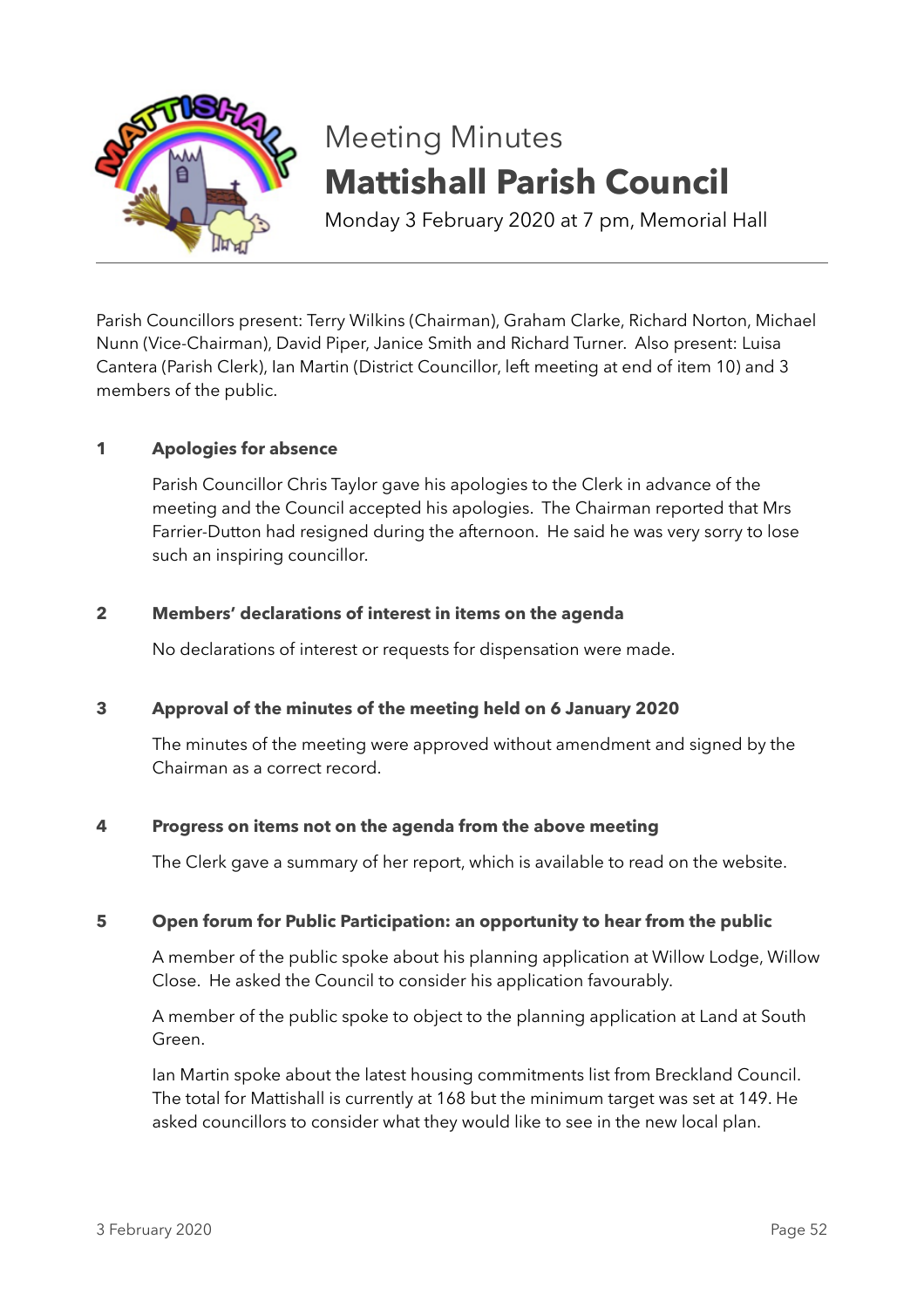# Meeting Minutes

# Mattishall Parish Council

Monday 3 February 2020 at 7 pm, Memorial Hall

---

Parish Councillors present: Terry Wilkins (Chairman), Graham Clarke, Richard Norton, Michael Nunn (Vice-Chairman), David Piper, Janice Smith and Richard Turner. Also present: Luisa Cantera (Parish Clerk), Ian Martin (District Councillor, left meeting at end of item 10) and 3 members of the public.

## 1 Apologies for absence

Parish Councillor Chris Taylor gave his apologies to the Clerk in advance of the meeting and the Council accepted his apologies. The Chairman reported that Mrs Farrier-Dutton had resigned during the afternoon. He said he was very sorry to lose such an inspiring councillor.

## 2 Members' declarations of interest in items on the agenda

No declarations of interest or requests for dispensation were made.

## 3 Approval of the minutes of the meeting held on 6 January 2020

The minutes of the meeting were approved without amendment and signed by the Chairman as a correct record.

## 4 Progress on items not on the agenda from the above meeting

The Clerk gave a summary of her report, which is available to read on the website.

## 5 Open forum for Public Participation: an opportunity to hear from the public

A member of the public spoke about his planning application at Willow Lodge, Willow Close. He asked the Council to consider his application favourably.

A member of the public spoke to object to the planning application at Land at South Green.

Ian Martin spoke about the latest housing commitments list from Breckland Council. The total for Mattishall is currently at 168 but the minimum target was set at 149. He asked councillors to consider what they would like to see in the new local plan.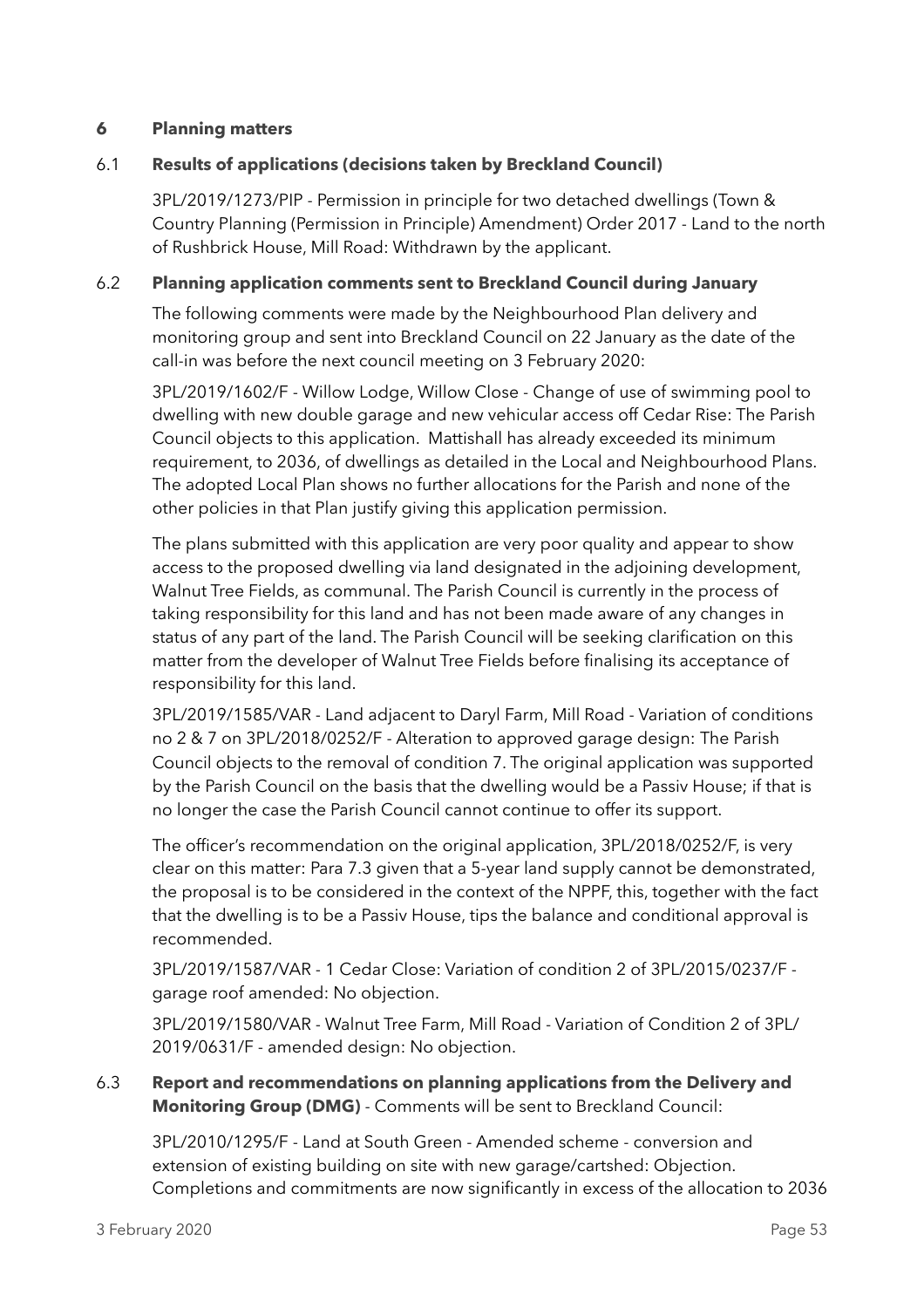## 6 Planning matters

### 6.1 Results of applications (decisions taken by Breckland Council)

3PL/2019/1273/PIP - Permission in principle for two detached dwellings (Town & Country Planning (Permission in Principle) Amendment) Order 2017 - Land to the north of Rushbrick House, Mill Road: Withdrawn by the applicant.

### 6.2 Planning application comments sent to Breckland Council during January

The following comments were made by the Neighbourhood Plan delivery and monitoring group and sent into Breckland Council on 22 January as the date of the call-in was before the next council meeting on 3 February 2020:

3PL/2019/1602/F - Willow Lodge, Willow Close - Change of use of swimming pool to dwelling with new double garage and new vehicular access off Cedar Rise: The Parish Council objects to this application. Mattishall has already exceeded its minimum requirement, to 2036, of dwellings as detailed in the Local and Neighbourhood Plans. The adopted Local Plan shows no further allocations for the Parish and none of the other policies in that Plan justify giving this application permission.

The plans submitted with this application are very poor quality and appear to show access to the proposed dwelling via land designated in the adjoining development, Walnut Tree Fields, as communal. The Parish Council is currently in the process of taking responsibility for this land and has not been made aware of any changes in status of any part of the land. The Parish Council will be seeking clarification on this matter from the developer of Walnut Tree Fields before finalising its acceptance of responsibility for this land.

3PL/2019/1585/VAR - Land adjacent to Daryl Farm, Mill Road - Variation of conditions no 2 & 7 on 3PL/2018/0252/F - Alteration to approved garage design: The Parish Council objects to the removal of condition 7. The original application was supported by the Parish Council on the basis that the dwelling would be a Passiv House; if that is no longer the case the Parish Council cannot continue to offer its support.

The officer's recommendation on the original application, 3PL/2018/0252/F, is very clear on this matter: Para 7.3 given that a 5-year land supply cannot be demonstrated, the proposal is to be considered in the context of the NPPF, this, together with the fact that the dwelling is to be a Passiv House, tips the balance and conditional approval is recommended.

3PL/2019/1587/VAR - 1 Cedar Close: Variation of condition 2 of 3PL/2015/0237/F - garage roof amended: No objection.

3PL/2019/1580/VAR - Walnut Tree Farm, Mill Road - Variation of Condition 2 of 3PL/2019/0631/F - amended design: No objection.

### 6.3 Report and recommendations on planning applications from the Delivery and Monitoring Group (DMG) - Comments will be sent to Breckland Council:

3PL/2010/1295/F - Land at South Green - Amended scheme - conversion and extension of existing building on site with new garage/cartshed: Objection. Completions and commitments are now significantly in excess of the allocation to 2036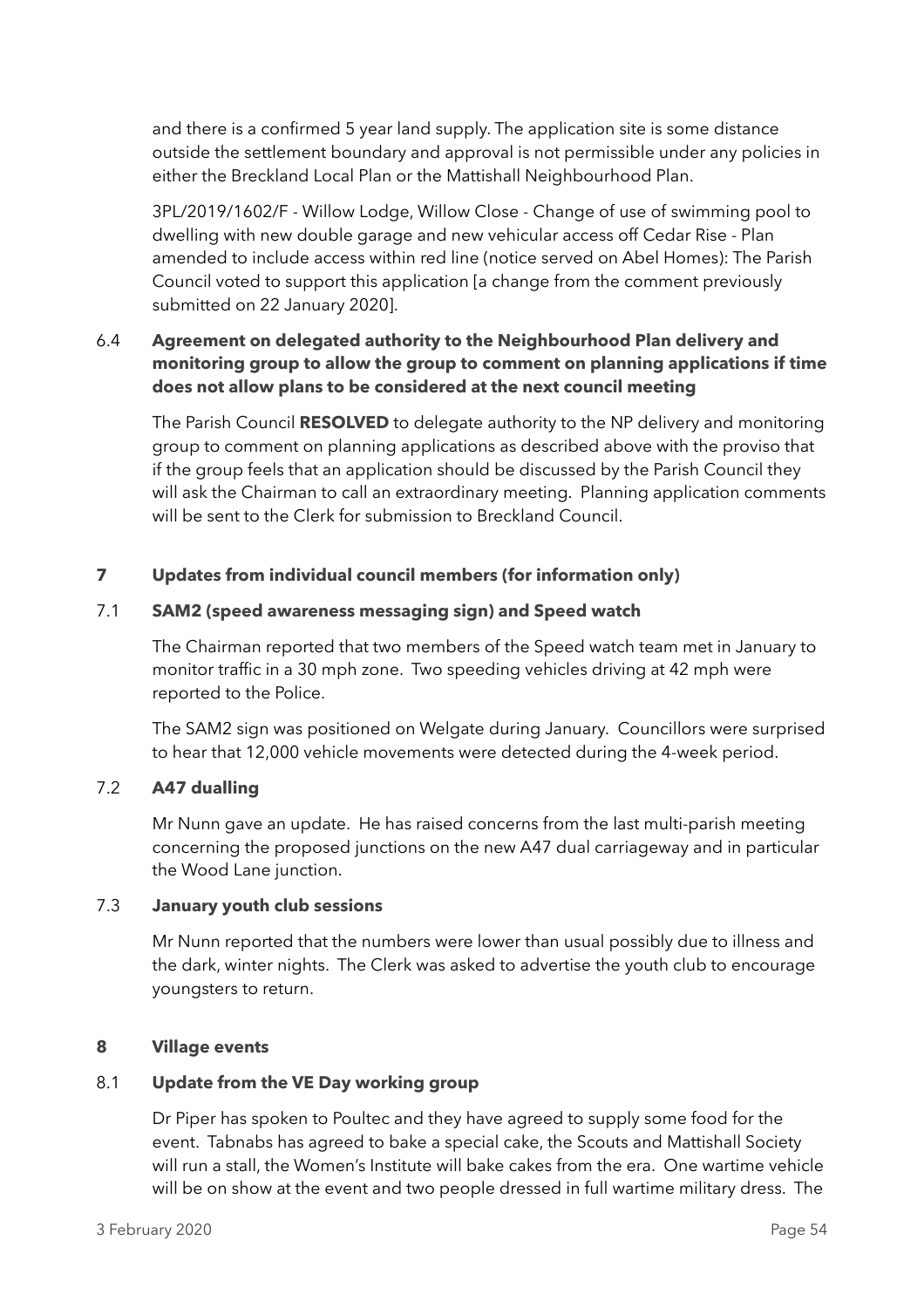and there is a confirmed 5 year land supply. The application site is some distance outside the settlement boundary and approval is not permissible under any policies in either the Breckland Local Plan or the Mattishall Neighbourhood Plan.

3PL/2019/1602/F - Willow Lodge, Willow Close - Change of use of swimming pool to dwelling with new double garage and new vehicular access off Cedar Rise - Plan amended to include access within red line (notice served on Abel Homes): The Parish Council voted to support this application [a change from the comment previously submitted on 22 January 2020].

### 6.4 Agreement on delegated authority to the Neighbourhood Plan delivery and monitoring group to allow the group to comment on planning applications if time does not allow plans to be considered at the next council meeting

The Parish Council **RESOLVED** to delegate authority to the NP delivery and monitoring group to comment on planning applications as described above with the proviso that if the group feels that an application should be discussed by the Parish Council they will ask the Chairman to call an extraordinary meeting. Planning application comments will be sent to the Clerk for submission to Breckland Council.

## 7 Updates from individual council members (for information only)

### 7.1 SAM2 (speed awareness messaging sign) and Speed watch

The Chairman reported that two members of the Speed watch team met in January to monitor traffic in a 30 mph zone. Two speeding vehicles driving at 42 mph were reported to the Police.

The SAM2 sign was positioned on Welgate during January. Councillors were surprised to hear that 12,000 vehicle movements were detected during the 4-week period.

### 7.2 A47 dualling

Mr Nunn gave an update. He has raised concerns from the last multi-parish meeting concerning the proposed junctions on the new A47 dual carriageway and in particular the Wood Lane junction.

### 7.3 January youth club sessions

Mr Nunn reported that the numbers were lower than usual possibly due to illness and the dark, winter nights. The Clerk was asked to advertise the youth club to encourage youngsters to return.

## 8 Village events

### 8.1 Update from the VE Day working group

Dr Piper has spoken to Poultec and they have agreed to supply some food for the event. Tabnabs has agreed to bake a special cake, the Scouts and Mattishall Society will run a stall, the Women's Institute will bake cakes from the era. One wartime vehicle will be on show at the event and two people dressed in full wartime military dress. The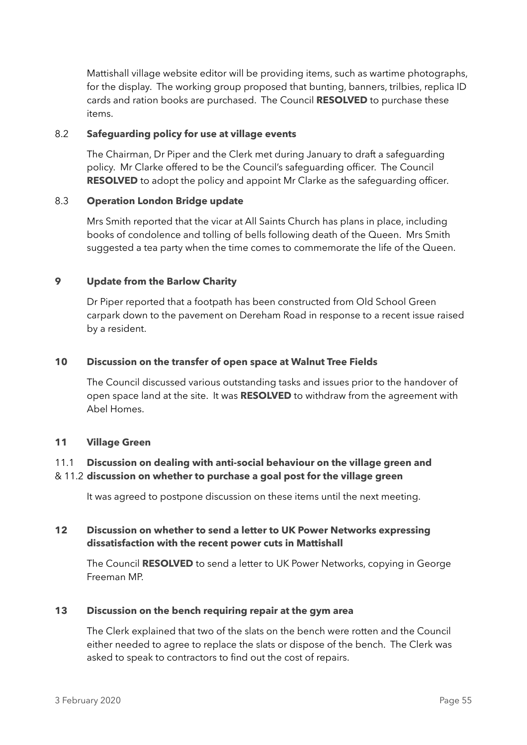Mattishall village website editor will be providing items, such as wartime photographs, for the display. The working group proposed that bunting, banners, trilbies, replica ID cards and ration books are purchased. The Council **RESOLVED** to purchase these items.

### 8.2 Safeguarding policy for use at village events

The Chairman, Dr Piper and the Clerk met during January to draft a safeguarding policy. Mr Clarke offered to be the Council's safeguarding officer. The Council **RESOLVED** to adopt the policy and appoint Mr Clarke as the safeguarding officer.

### 8.3 Operation London Bridge update

Mrs Smith reported that the vicar at All Saints Church has plans in place, including books of condolence and tolling of bells following death of the Queen. Mrs Smith suggested a tea party when the time comes to commemorate the life of the Queen.

## 9 Update from the Barlow Charity

Dr Piper reported that a footpath has been constructed from Old School Green carpark down to the pavement on Dereham Road in response to a recent issue raised by a resident.

## 10 Discussion on the transfer of open space at Walnut Tree Fields

The Council discussed various outstanding tasks and issues prior to the handover of open space land at the site. It was **RESOLVED** to withdraw from the agreement with Abel Homes.

## 11 Village Green

### 11.1 & 11.2 Discussion on dealing with anti-social behaviour on the village green and discussion on whether to purchase a goal post for the village green

It was agreed to postpone discussion on these items until the next meeting.

## 12 Discussion on whether to send a letter to UK Power Networks expressing dissatisfaction with the recent power cuts in Mattishall

The Council **RESOLVED** to send a letter to UK Power Networks, copying in George Freeman MP.

## 13 Discussion on the bench requiring repair at the gym area

The Clerk explained that two of the slats on the bench were rotten and the Council either needed to agree to replace the slats or dispose of the bench. The Clerk was asked to speak to contractors to find out the cost of repairs.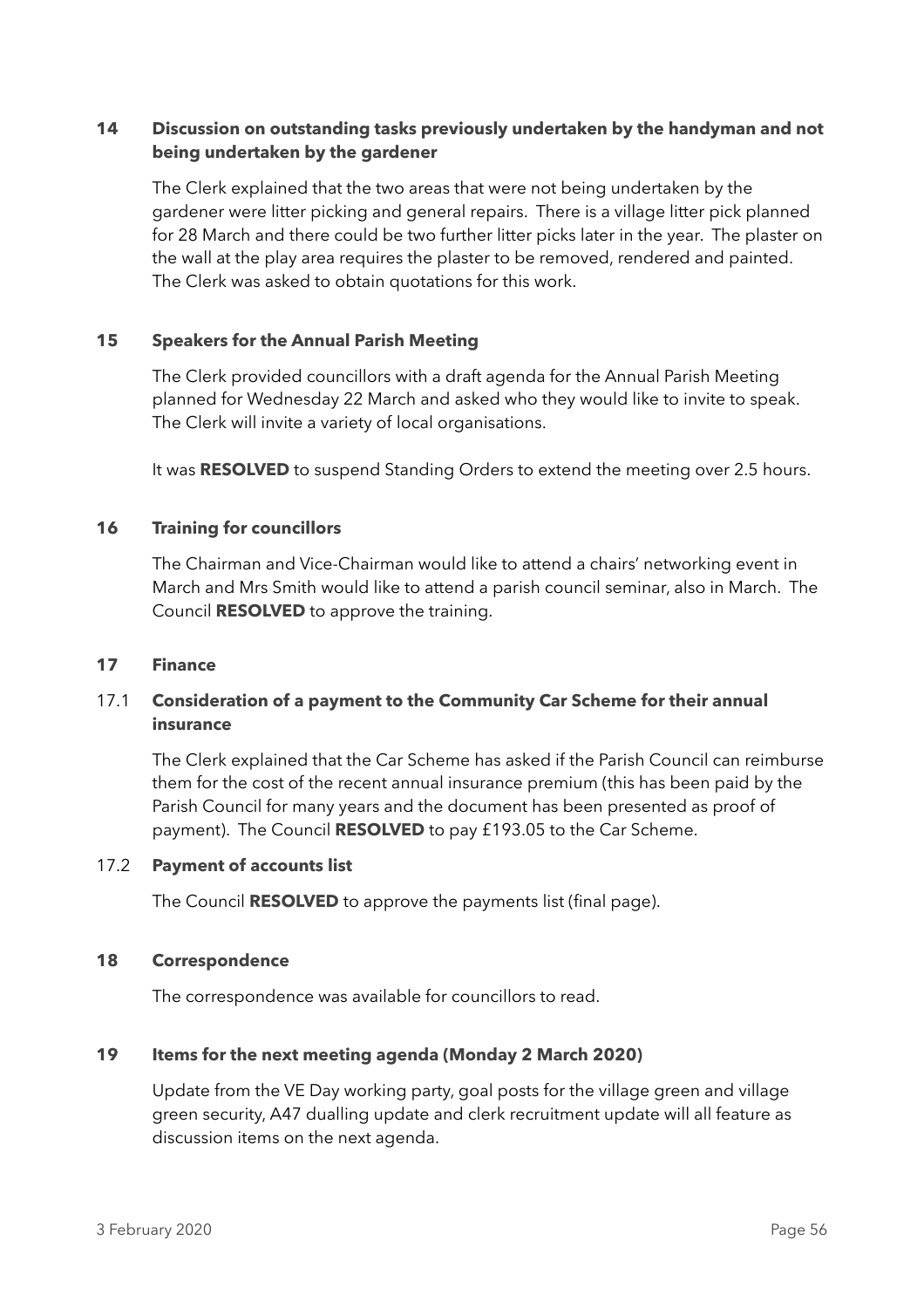## 14 Discussion on outstanding tasks previously undertaken by the handyman and not being undertaken by the gardener

The Clerk explained that the two areas that were not being undertaken by the gardener were litter picking and general repairs. There is a village litter pick planned for 28 March and there could be two further litter picks later in the year. The plaster on the wall at the play area requires the plaster to be removed, rendered and painted. The Clerk was asked to obtain quotations for this work.

## 15 Speakers for the Annual Parish Meeting

The Clerk provided councillors with a draft agenda for the Annual Parish Meeting planned for Wednesday 22 March and asked who they would like to invite to speak. The Clerk will invite a variety of local organisations.

It was **RESOLVED** to suspend Standing Orders to extend the meeting over 2.5 hours.

## 16 Training for councillors

The Chairman and Vice-Chairman would like to attend a chairs' networking event in March and Mrs Smith would like to attend a parish council seminar, also in March. The Council **RESOLVED** to approve the training.

## 17 Finance

### 17.1 Consideration of a payment to the Community Car Scheme for their annual insurance

The Clerk explained that the Car Scheme has asked if the Parish Council can reimburse them for the cost of the recent annual insurance premium (this has been paid by the Parish Council for many years and the document has been presented as proof of payment). The Council **RESOLVED** to pay £193.05 to the Car Scheme.

### 17.2 Payment of accounts list

The Council **RESOLVED** to approve the payments list (final page).

## 18 Correspondence

The correspondence was available for councillors to read.

## 19 Items for the next meeting agenda (Monday 2 March 2020)

Update from the VE Day working party, goal posts for the village green and village green security, A47 dualling update and clerk recruitment update will all feature as discussion items on the next agenda.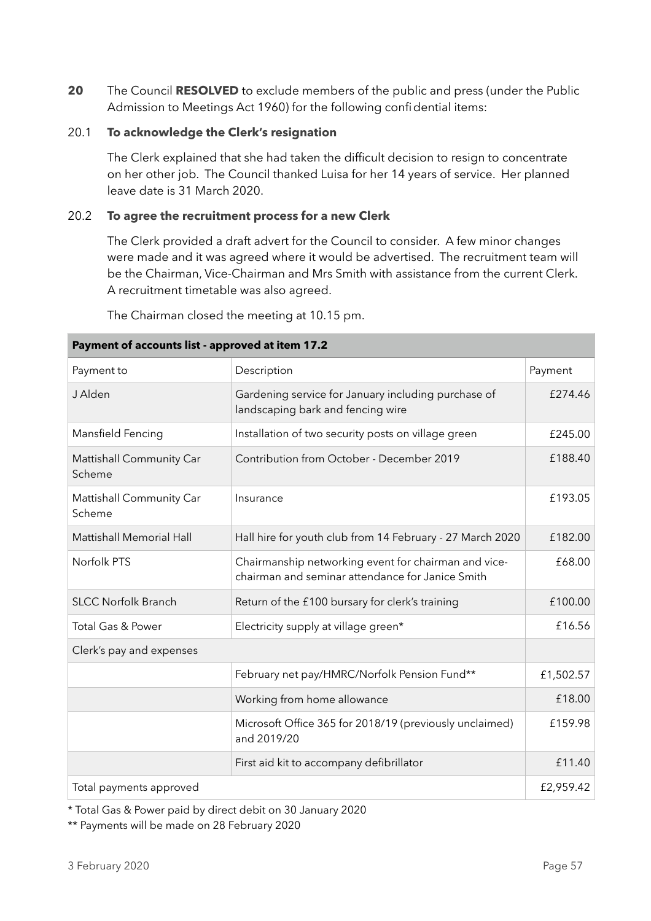**20** The Council **RESOLVED** to exclude members of the public and press (under the Public Admission to Meetings Act 1960) for the following confidential items:

20.1 **To acknowledge the Clerk's resignation**

The Clerk explained that she had taken the difficult decision to resign to concentrate on her other job. The Council thanked Luisa for her 14 years of service. Her planned leave date is 31 March 2020.

20.2 **To agree the recruitment process for a new Clerk**

The Clerk provided a draft advert for the Council to consider. A few minor changes were made and it was agreed where it would be advertised. The recruitment team will be the Chairman, Vice-Chairman and Mrs Smith with assistance from the current Clerk. A recruitment timetable was also agreed.

The Chairman closed the meeting at 10.15 pm.

| **Payment of accounts list - approved at item 17.2** | | |
|---|---|---|
| Payment to | Description | Payment |
| J Alden | Gardening service for January including purchase of landscaping bark and fencing wire | £274.46 |
| Mansfield Fencing | Installation of two security posts on village green | £245.00 |
| Mattishall Community Car Scheme | Contribution from October - December 2019 | £188.40 |
| Mattishall Community Car Scheme | Insurance | £193.05 |
| Mattishall Memorial Hall | Hall hire for youth club from 14 February - 27 March 2020 | £182.00 |
| Norfolk PTS | Chairmanship networking event for chairman and vice-chairman and seminar attendance for Janice Smith | £68.00 |
| SLCC Norfolk Branch | Return of the £100 bursary for clerk's training | £100.00 |
| Total Gas & Power | Electricity supply at village green* | £16.56 |
| Clerk's pay and expenses | | |
| | February net pay/HMRC/Norfolk Pension Fund** | £1,502.57 |
| | Working from home allowance | £18.00 |
| | Microsoft Office 365 for 2018/19 (previously unclaimed) and 2019/20 | £159.98 |
| | First aid kit to accompany defibrillator | £11.40 |
| Total payments approved | | £2,959.42 |

\* Total Gas & Power paid by direct debit on 30 January 2020

\*\* Payments will be made on 28 February 2020